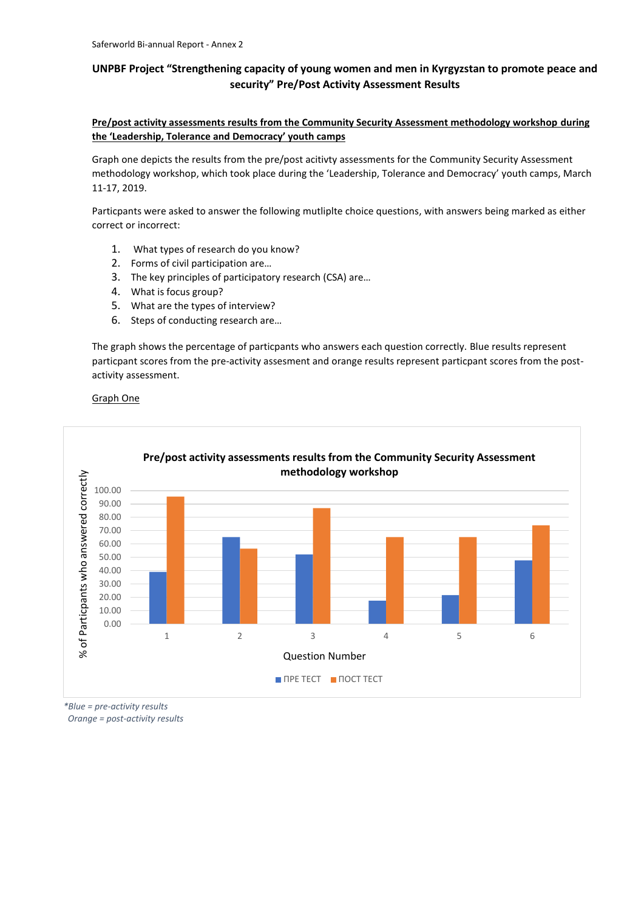# UNPBF Project "Strengthening capacity of young women and men in Kyrgyzstan to promote peace and security" Pre/Post Activity Assessment Results

**Pre/post activity assessments results from the Community Security Assessment methodology workshop during the 'Leadership, Tolerance and Democracy' youth camps**

Graph one depicts the results from the pre/post acitivty assessments for the Community Security Assessment methodology workshop, which took place during the 'Leadership, Tolerance and Democracy' youth camps, March 11-17, 2019.

Particpants were asked to answer the following mutliplte choice questions, with answers being marked as either correct or incorrect:

1. What types of research do you know?
2. Forms of civil participation are…
3. The key principles of participatory research (CSA) are…
4. What is focus group?
5. What are the types of interview?
6. Steps of conducting research are…

The graph shows the percentage of particpants who answers each question correctly. Blue results represent particpant scores from the pre-activity assesment and orange results represent particpant scores from the post-activity assessment.

Graph One

**Pre/post activity assessments results from the Community Security Assessment methodology workshop**

*Blue = pre-activity results*
*Orange = post-activity results*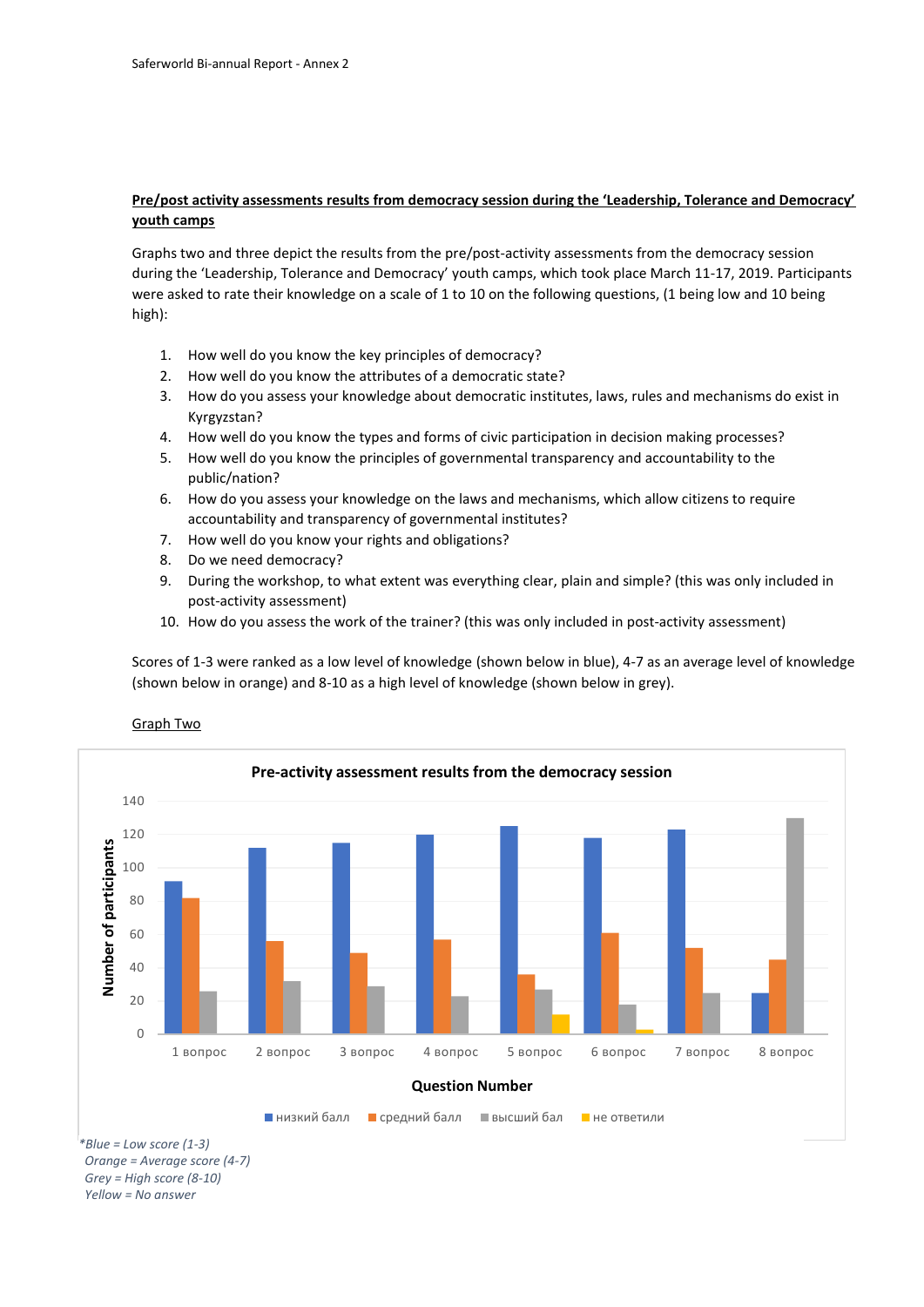**Pre/post activity assessments results from democracy session during the 'Leadership, Tolerance and Democracy' youth camps**

Graphs two and three depict the results from the pre/post-activity assessments from the democracy session during the 'Leadership, Tolerance and Democracy' youth camps, which took place March 11-17, 2019. Participants were asked to rate their knowledge on a scale of 1 to 10 on the following questions, (1 being low and 10 being high):

1. How well do you know the key principles of democracy?
2. How well do you know the attributes of a democratic state?
3. How do you assess your knowledge about democratic institutes, laws, rules and mechanisms do exist in Kyrgyzstan?
4. How well do you know the types and forms of civic participation in decision making processes?
5. How well do you know the principles of governmental transparency and accountability to the public/nation?
6. How do you assess your knowledge on the laws and mechanisms, which allow citizens to require accountability and transparency of governmental institutes?
7. How well do you know your rights and obligations?
8. Do we need democracy?
9. During the workshop, to what extent was everything clear, plain and simple? (this was only included in post-activity assessment)
10. How do you assess the work of the trainer? (this was only included in post-activity assessment)

Scores of 1-3 were ranked as a low level of knowledge (shown below in blue), 4-7 as an average level of knowledge (shown below in orange) and 8-10 as a high level of knowledge (shown below in grey).

Graph Two

**Pre-activity assessment results from the democracy session**

| Question Number | низкий балл | средний балл | высший бал | не ответили |
|---|---|---|---|---|
| 1 вопрос | 92 | 82 | 26 | |
| 2 вопрос | 112 | 56 | 32 | |
| 3 вопрос | 115 | 49 | 29 | |
| 4 вопрос | 120 | 57 | 23 | |
| 5 вопрос | 125 | 36 | 27 | 12 |
| 6 вопрос | 118 | 61 | 18 | 3 |
| 7 вопрос | 123 | 52 | 25 | |
| 8 вопрос | 25 | 45 | 130 | |

*Y-axis: Number of participants*

*Blue = Low score (1-3)
Orange = Average score (4-7)
Grey = High score (8-10)
Yellow = No answer*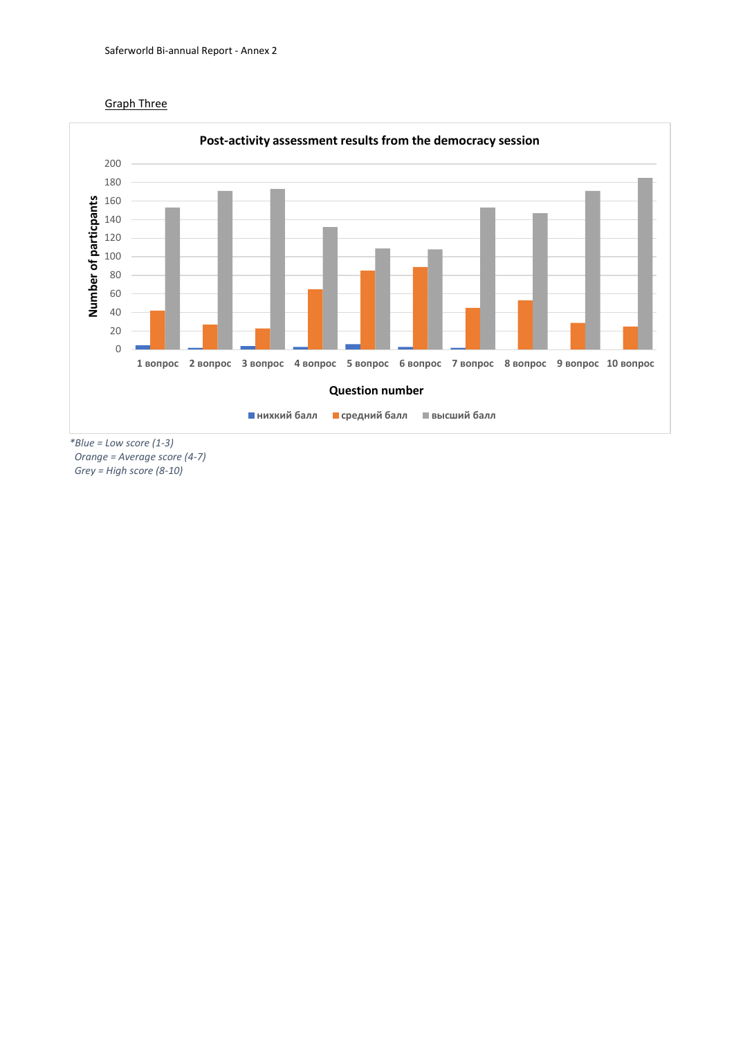Graph Three

**Post-activity assessment results from the democracy session**

| Question number | нижкий балл | средний балл | высший балл |
|---|---|---|---|
| 1 вопрос | 5 | 42 | 153 |
| 2 вопрос | 2 | 27 | 171 |
| 3 вопрос | 4 | 23 | 173 |
| 4 вопрос | 3 | 65 | 132 |
| 5 вопрос | 6 | 85 | 109 |
| 6 вопрос | 3 | 89 | 108 |
| 7 вопрос | 2 | 45 | 153 |
| 8 вопрос | 0 | 53 | 147 |
| 9 вопрос | 0 | 29 | 171 |
| 10 вопрос | 0 | 25 | 185 |

*Y-axis: Number of particpants; X-axis: Question number (values approximate, read from bar chart)*

*\*Blue = Low score (1-3)*
*Orange = Average score (4-7)*
*Grey = High score (8-10)*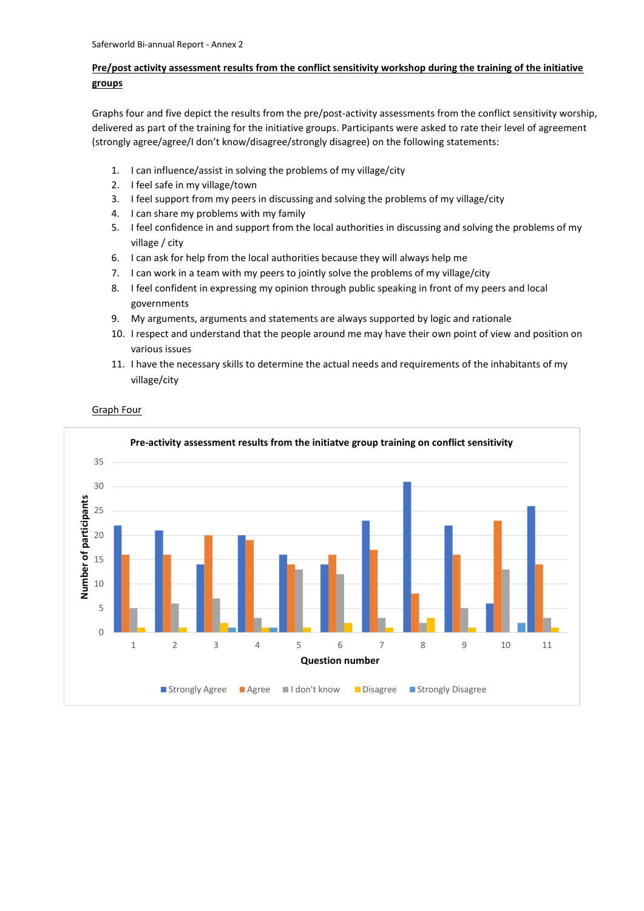**Pre/post activity assessment results from the conflict sensitivity workshop during the training of the initiative groups**

Graphs four and five depict the results from the pre/post-activity assessments from the conflict sensitivity worship, delivered as part of the training for the initiative groups. Participants were asked to rate their level of agreement (strongly agree/agree/I don't know/disagree/strongly disagree) on the following statements:

1. I can influence/assist in solving the problems of my village/city
2. I feel safe in my village/town
3. I feel support from my peers in discussing and solving the problems of my village/city
4. I can share my problems with my family
5. I feel confidence in and support from the local authorities in discussing and solving the problems of my village / city
6. I can ask for help from the local authorities because they will always help me
7. I can work in a team with my peers to jointly solve the problems of my village/city
8. I feel confident in expressing my opinion through public speaking in front of my peers and local governments
9. My arguments, arguments and statements are always supported by logic and rationale
10. I respect and understand that the people around me may have their own point of view and position on various issues
11. I have the necessary skills to determine the actual needs and requirements of the inhabitants of my village/city

Graph Four

**Pre-activity assessment results from the initiatve group training on conflict sensitivity**

| Question number | Strongly Agree | Agree | I don't know | Disagree | Strongly Disagree |
|---|---|---|---|---|---|
| 1 | 22 | 16 | 5 | 1 | |
| 2 | 21 | 16 | 6 | 1 | |
| 3 | 14 | 20 | 7 | 2 | 1 |
| 4 | 20 | 19 | 3 | 1 | 1 |
| 5 | 16 | 14 | 13 | 1 | |
| 6 | 14 | 16 | 12 | 2 | |
| 7 | 23 | 17 | 3 | 1 | |
| 8 | 31 | 8 | 2 | 3 | |
| 9 | 22 | 16 | 5 | 1 | |
| 10 | 6 | 23 | 13 | | 2 |
| 11 | 26 | 14 | 3 | 1 | |

Number of participants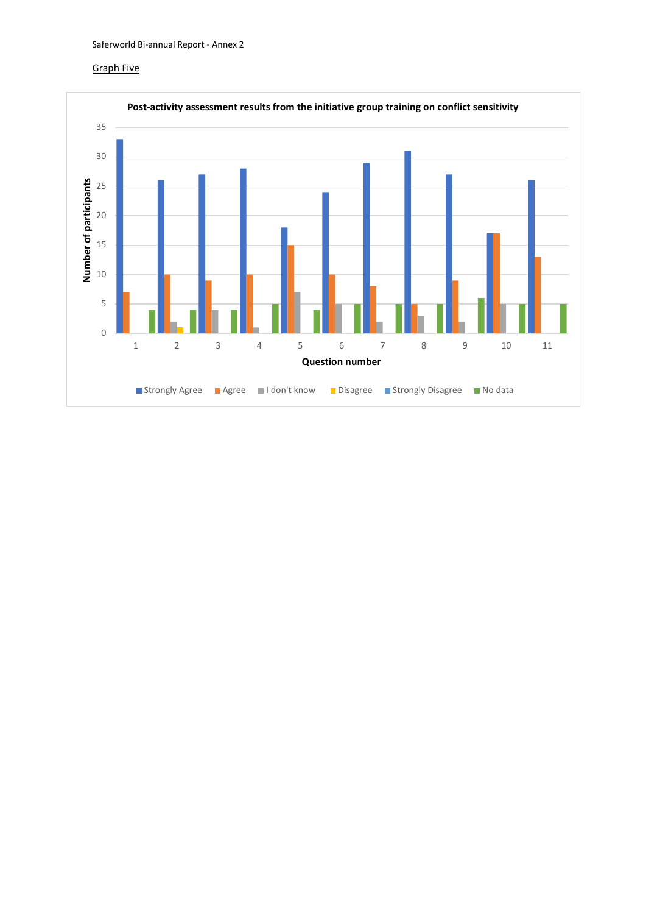Saferworld Bi-annual Report - Annex 2

Graph Five

**Post-activity assessment results from the initiative group training on conflict sensitivity**

35
30
25
20
15
10
5
0

Number of participants

1 2 3 4 5 6 7 8 9 10 11

Question number

Strongly Agree · Agree · I don't know · Disagree · Strongly Disagree · No data